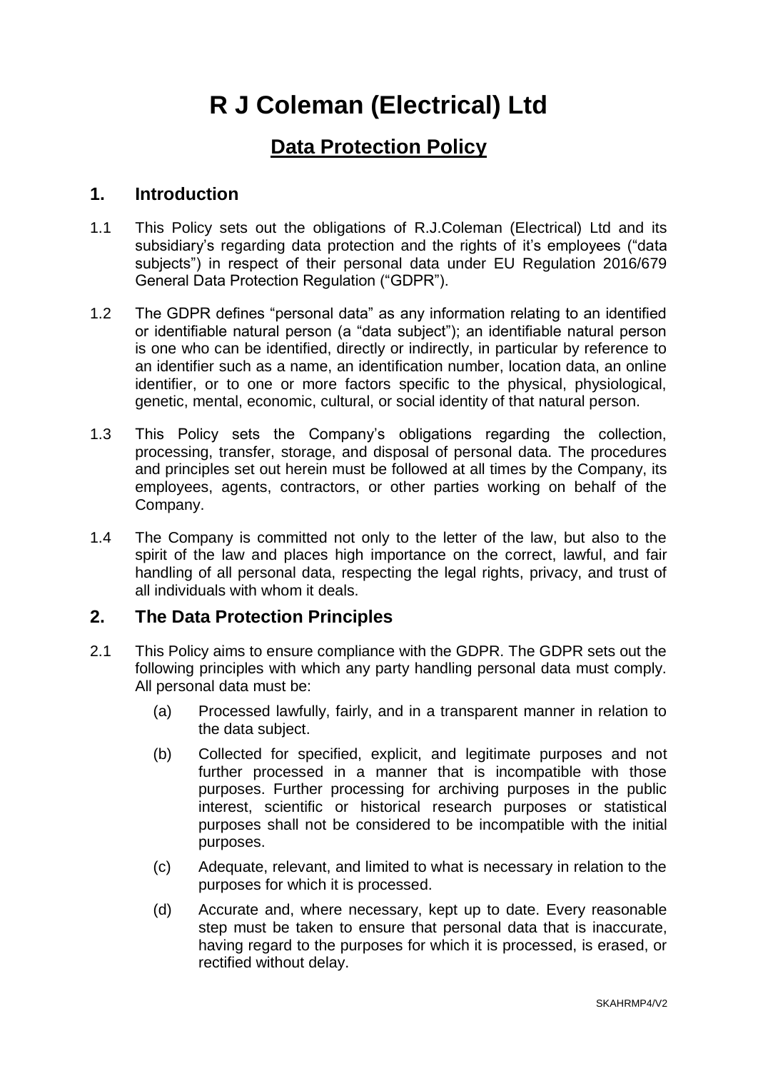# R J Coleman (Electrical) Ltd

## Data Protection Policy

### 1. Introduction

1.1 This Policy sets out the obligations of R.J.Coleman (Electrical) Ltd and its subsidiary's regarding data protection and the rights of it's employees ("data subjects") in respect of their personal data under EU Regulation 2016/679 General Data Protection Regulation ("GDPR").

1.2 The GDPR defines "personal data" as any information relating to an identified or identifiable natural person (a "data subject"); an identifiable natural person is one who can be identified, directly or indirectly, in particular by reference to an identifier such as a name, an identification number, location data, an online identifier, or to one or more factors specific to the physical, physiological, genetic, mental, economic, cultural, or social identity of that natural person.

1.3 This Policy sets the Company's obligations regarding the collection, processing, transfer, storage, and disposal of personal data. The procedures and principles set out herein must be followed at all times by the Company, its employees, agents, contractors, or other parties working on behalf of the Company.

1.4 The Company is committed not only to the letter of the law, but also to the spirit of the law and places high importance on the correct, lawful, and fair handling of all personal data, respecting the legal rights, privacy, and trust of all individuals with whom it deals.

### 2. The Data Protection Principles

2.1 This Policy aims to ensure compliance with the GDPR. The GDPR sets out the following principles with which any party handling personal data must comply. All personal data must be:

(a) Processed lawfully, fairly, and in a transparent manner in relation to the data subject.

(b) Collected for specified, explicit, and legitimate purposes and not further processed in a manner that is incompatible with those purposes. Further processing for archiving purposes in the public interest, scientific or historical research purposes or statistical purposes shall not be considered to be incompatible with the initial purposes.

(c) Adequate, relevant, and limited to what is necessary in relation to the purposes for which it is processed.

(d) Accurate and, where necessary, kept up to date. Every reasonable step must be taken to ensure that personal data that is inaccurate, having regard to the purposes for which it is processed, is erased, or rectified without delay.

SKAHRMP4/V2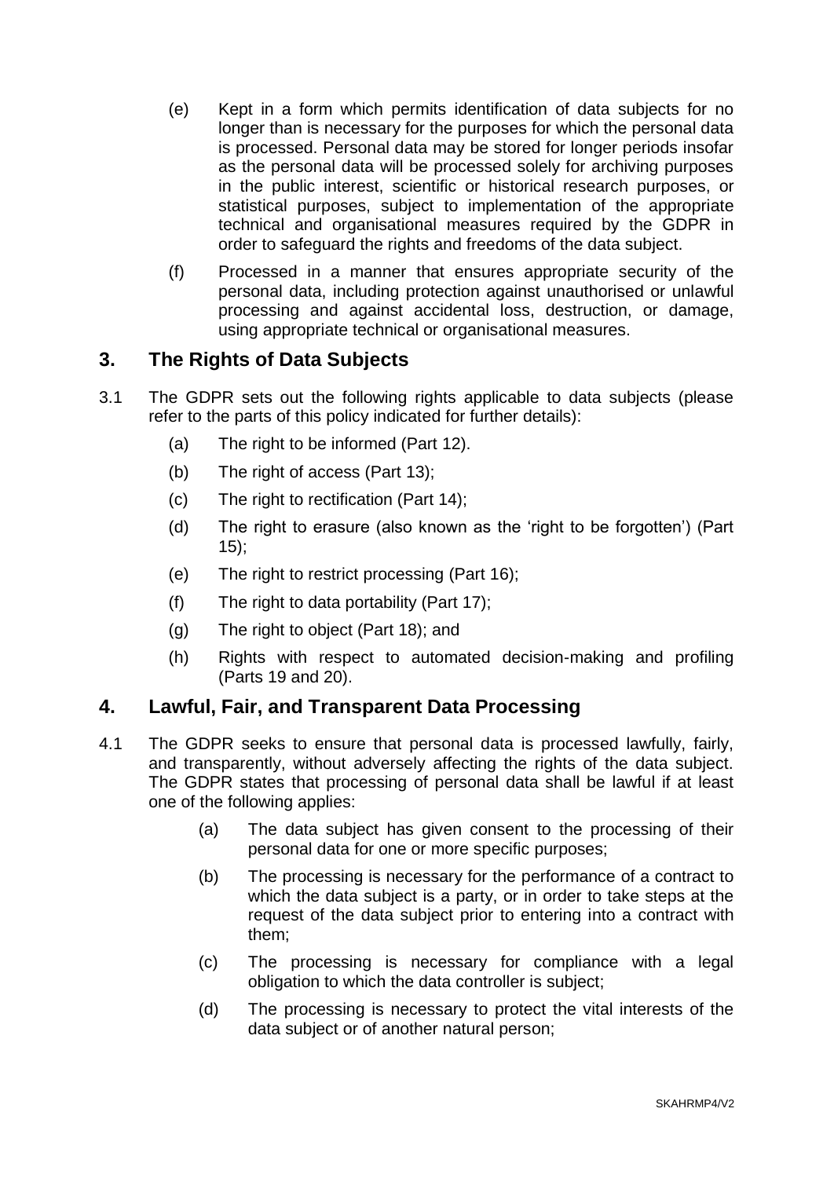(e) Kept in a form which permits identification of data subjects for no longer than is necessary for the purposes for which the personal data is processed. Personal data may be stored for longer periods insofar as the personal data will be processed solely for archiving purposes in the public interest, scientific or historical research purposes, or statistical purposes, subject to implementation of the appropriate technical and organisational measures required by the GDPR in order to safeguard the rights and freedoms of the data subject.

(f) Processed in a manner that ensures appropriate security of the personal data, including protection against unauthorised or unlawful processing and against accidental loss, destruction, or damage, using appropriate technical or organisational measures.

## 3. The Rights of Data Subjects

3.1 The GDPR sets out the following rights applicable to data subjects (please refer to the parts of this policy indicated for further details):

(a) The right to be informed (Part 12).

(b) The right of access (Part 13);

(c) The right to rectification (Part 14);

(d) The right to erasure (also known as the 'right to be forgotten') (Part 15);

(e) The right to restrict processing (Part 16);

(f) The right to data portability (Part 17);

(g) The right to object (Part 18); and

(h) Rights with respect to automated decision-making and profiling (Parts 19 and 20).

## 4. Lawful, Fair, and Transparent Data Processing

4.1 The GDPR seeks to ensure that personal data is processed lawfully, fairly, and transparently, without adversely affecting the rights of the data subject. The GDPR states that processing of personal data shall be lawful if at least one of the following applies:

(a) The data subject has given consent to the processing of their personal data for one or more specific purposes;

(b) The processing is necessary for the performance of a contract to which the data subject is a party, or in order to take steps at the request of the data subject prior to entering into a contract with them;

(c) The processing is necessary for compliance with a legal obligation to which the data controller is subject;

(d) The processing is necessary to protect the vital interests of the data subject or of another natural person;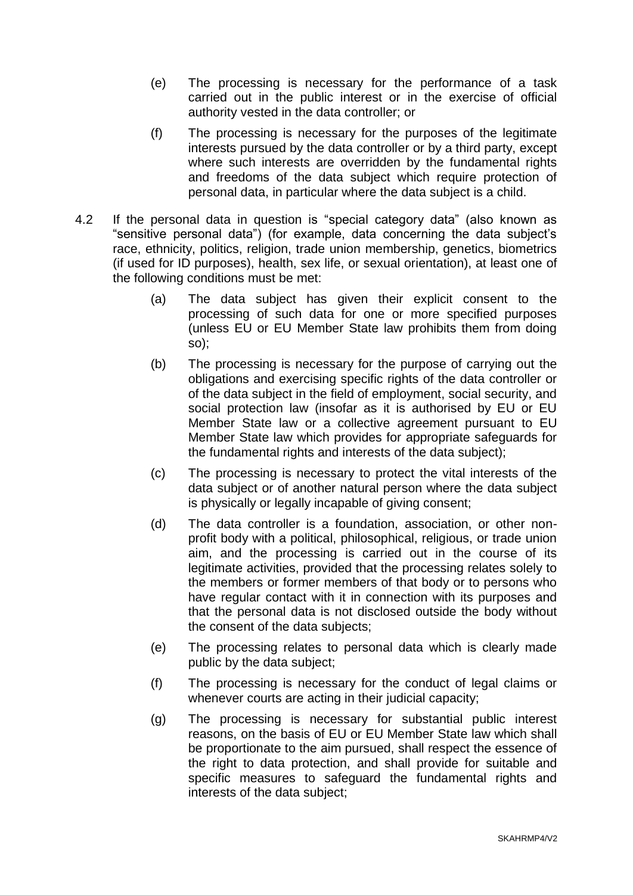(e) The processing is necessary for the performance of a task carried out in the public interest or in the exercise of official authority vested in the data controller; or

(f) The processing is necessary for the purposes of the legitimate interests pursued by the data controller or by a third party, except where such interests are overridden by the fundamental rights and freedoms of the data subject which require protection of personal data, in particular where the data subject is a child.

4.2 If the personal data in question is "special category data" (also known as "sensitive personal data") (for example, data concerning the data subject's race, ethnicity, politics, religion, trade union membership, genetics, biometrics (if used for ID purposes), health, sex life, or sexual orientation), at least one of the following conditions must be met:

(a) The data subject has given their explicit consent to the processing of such data for one or more specified purposes (unless EU or EU Member State law prohibits them from doing so);

(b) The processing is necessary for the purpose of carrying out the obligations and exercising specific rights of the data controller or of the data subject in the field of employment, social security, and social protection law (insofar as it is authorised by EU or EU Member State law or a collective agreement pursuant to EU Member State law which provides for appropriate safeguards for the fundamental rights and interests of the data subject);

(c) The processing is necessary to protect the vital interests of the data subject or of another natural person where the data subject is physically or legally incapable of giving consent;

(d) The data controller is a foundation, association, or other non-profit body with a political, philosophical, religious, or trade union aim, and the processing is carried out in the course of its legitimate activities, provided that the processing relates solely to the members or former members of that body or to persons who have regular contact with it in connection with its purposes and that the personal data is not disclosed outside the body without the consent of the data subjects;

(e) The processing relates to personal data which is clearly made public by the data subject;

(f) The processing is necessary for the conduct of legal claims or whenever courts are acting in their judicial capacity;

(g) The processing is necessary for substantial public interest reasons, on the basis of EU or EU Member State law which shall be proportionate to the aim pursued, shall respect the essence of the right to data protection, and shall provide for suitable and specific measures to safeguard the fundamental rights and interests of the data subject;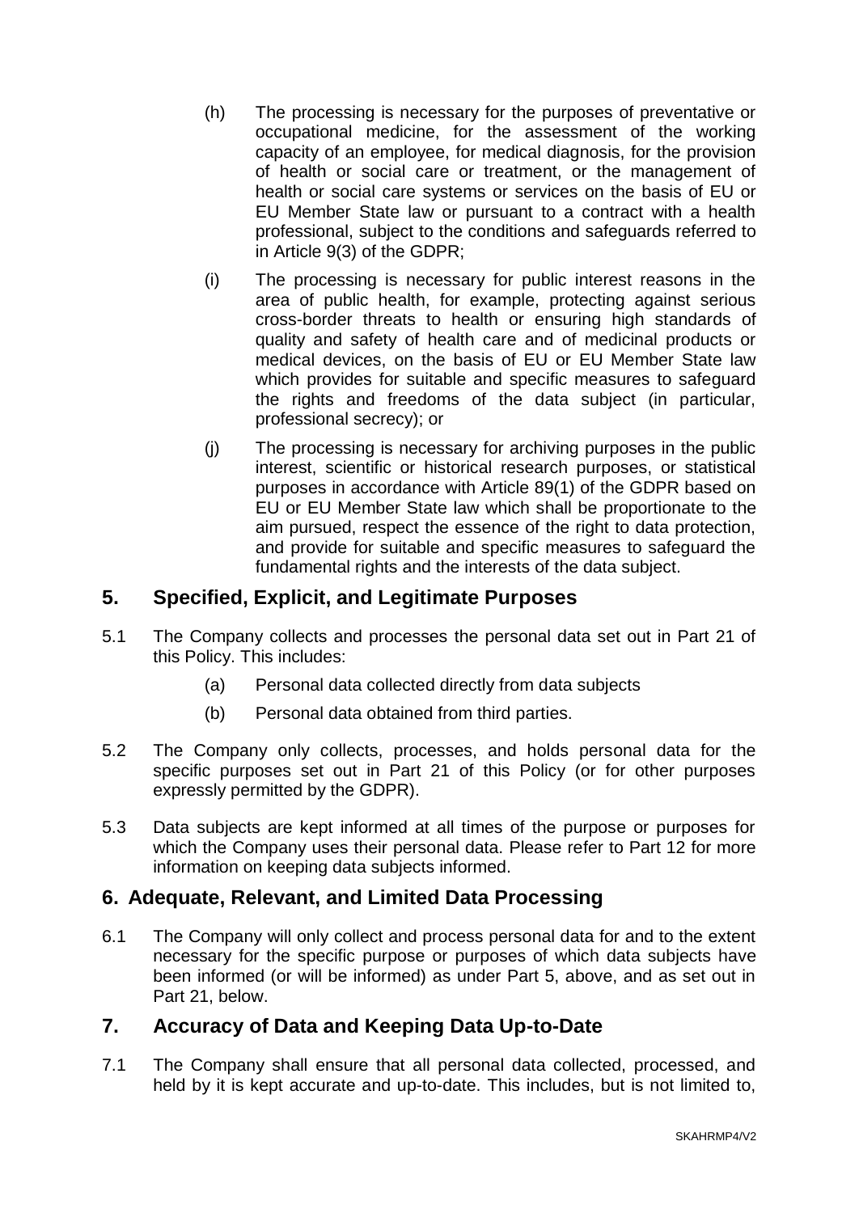(h) The processing is necessary for the purposes of preventative or occupational medicine, for the assessment of the working capacity of an employee, for medical diagnosis, for the provision of health or social care or treatment, or the management of health or social care systems or services on the basis of EU or EU Member State law or pursuant to a contract with a health professional, subject to the conditions and safeguards referred to in Article 9(3) of the GDPR;

(i) The processing is necessary for public interest reasons in the area of public health, for example, protecting against serious cross-border threats to health or ensuring high standards of quality and safety of health care and of medicinal products or medical devices, on the basis of EU or EU Member State law which provides for suitable and specific measures to safeguard the rights and freedoms of the data subject (in particular, professional secrecy); or

(j) The processing is necessary for archiving purposes in the public interest, scientific or historical research purposes, or statistical purposes in accordance with Article 89(1) of the GDPR based on EU or EU Member State law which shall be proportionate to the aim pursued, respect the essence of the right to data protection, and provide for suitable and specific measures to safeguard the fundamental rights and the interests of the data subject.

## 5. Specified, Explicit, and Legitimate Purposes

5.1 The Company collects and processes the personal data set out in Part 21 of this Policy. This includes:

(a) Personal data collected directly from data subjects

(b) Personal data obtained from third parties.

5.2 The Company only collects, processes, and holds personal data for the specific purposes set out in Part 21 of this Policy (or for other purposes expressly permitted by the GDPR).

5.3 Data subjects are kept informed at all times of the purpose or purposes for which the Company uses their personal data. Please refer to Part 12 for more information on keeping data subjects informed.

## 6. Adequate, Relevant, and Limited Data Processing

6.1 The Company will only collect and process personal data for and to the extent necessary for the specific purpose or purposes of which data subjects have been informed (or will be informed) as under Part 5, above, and as set out in Part 21, below.

## 7. Accuracy of Data and Keeping Data Up-to-Date

7.1 The Company shall ensure that all personal data collected, processed, and held by it is kept accurate and up-to-date. This includes, but is not limited to,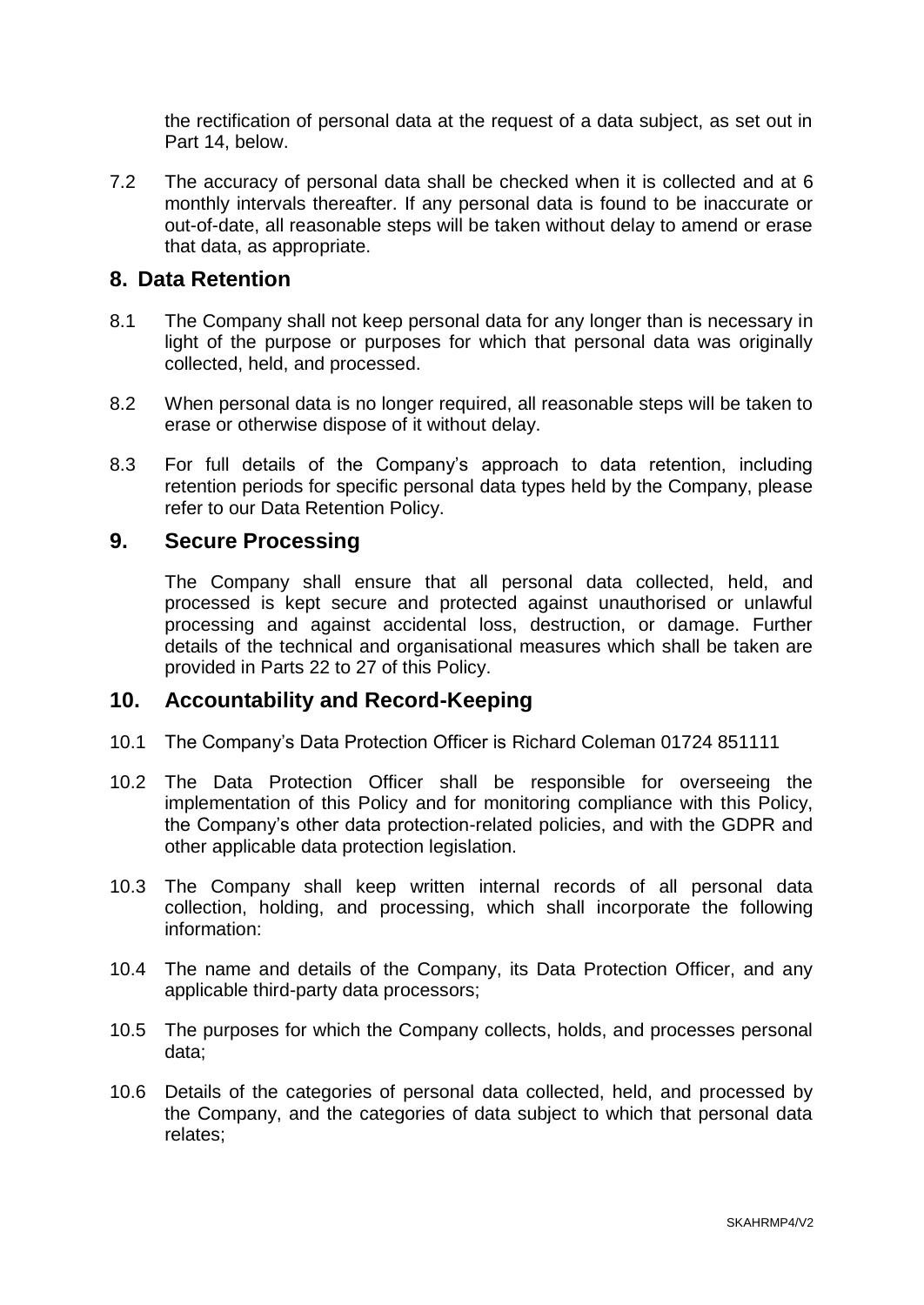the rectification of personal data at the request of a data subject, as set out in Part 14, below.

7.2 The accuracy of personal data shall be checked when it is collected and at 6 monthly intervals thereafter. If any personal data is found to be inaccurate or out-of-date, all reasonable steps will be taken without delay to amend or erase that data, as appropriate.

## 8. Data Retention

8.1 The Company shall not keep personal data for any longer than is necessary in light of the purpose or purposes for which that personal data was originally collected, held, and processed.

8.2 When personal data is no longer required, all reasonable steps will be taken to erase or otherwise dispose of it without delay.

8.3 For full details of the Company's approach to data retention, including retention periods for specific personal data types held by the Company, please refer to our Data Retention Policy.

## 9. Secure Processing

The Company shall ensure that all personal data collected, held, and processed is kept secure and protected against unauthorised or unlawful processing and against accidental loss, destruction, or damage. Further details of the technical and organisational measures which shall be taken are provided in Parts 22 to 27 of this Policy.

## 10. Accountability and Record-Keeping

10.1 The Company's Data Protection Officer is Richard Coleman 01724 851111

10.2 The Data Protection Officer shall be responsible for overseeing the implementation of this Policy and for monitoring compliance with this Policy, the Company's other data protection-related policies, and with the GDPR and other applicable data protection legislation.

10.3 The Company shall keep written internal records of all personal data collection, holding, and processing, which shall incorporate the following information:

10.4 The name and details of the Company, its Data Protection Officer, and any applicable third-party data processors;

10.5 The purposes for which the Company collects, holds, and processes personal data;

10.6 Details of the categories of personal data collected, held, and processed by the Company, and the categories of data subject to which that personal data relates;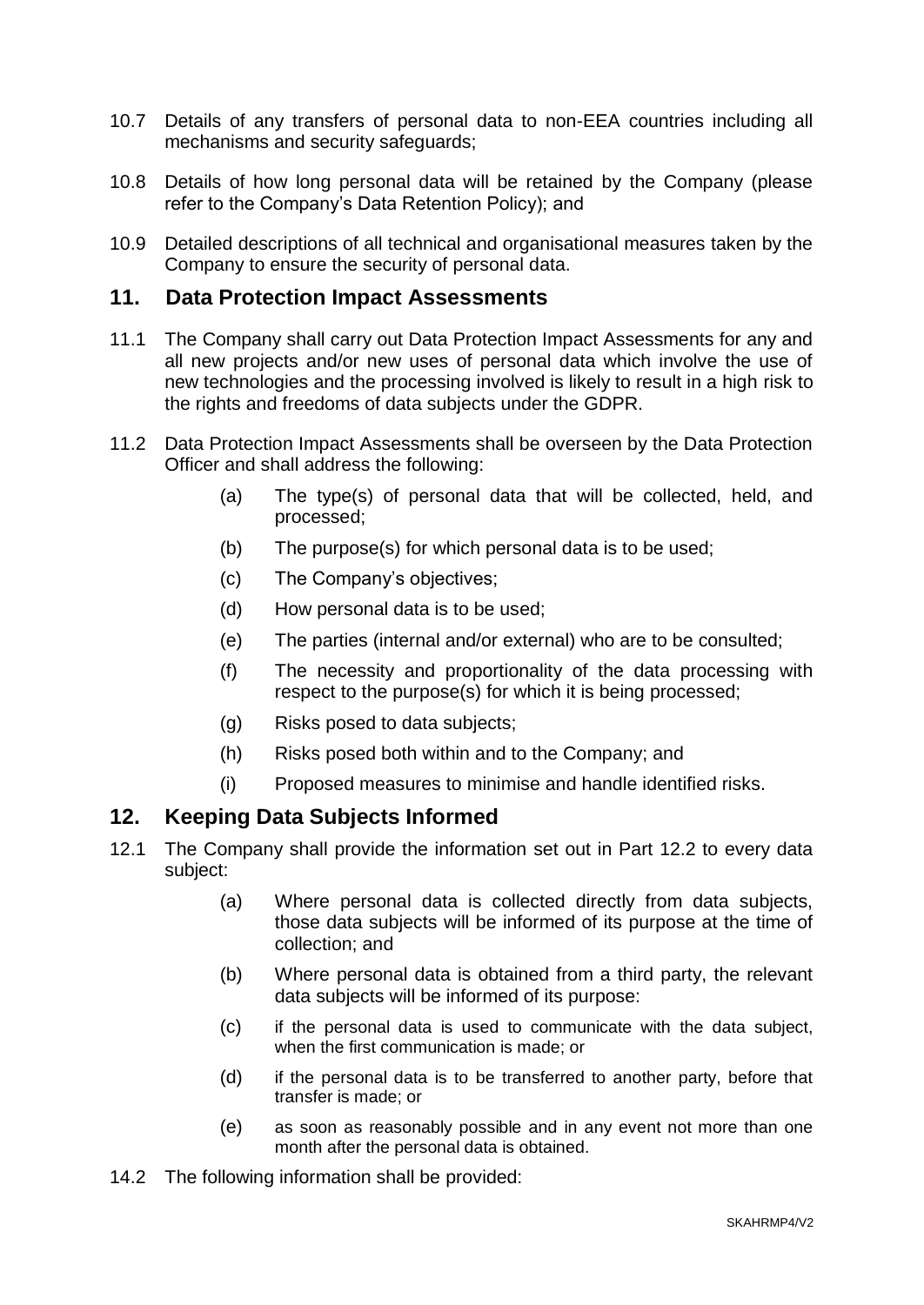10.7 Details of any transfers of personal data to non-EEA countries including all mechanisms and security safeguards;

10.8 Details of how long personal data will be retained by the Company (please refer to the Company's Data Retention Policy); and

10.9 Detailed descriptions of all technical and organisational measures taken by the Company to ensure the security of personal data.

## 11. Data Protection Impact Assessments

11.1 The Company shall carry out Data Protection Impact Assessments for any and all new projects and/or new uses of personal data which involve the use of new technologies and the processing involved is likely to result in a high risk to the rights and freedoms of data subjects under the GDPR.

11.2 Data Protection Impact Assessments shall be overseen by the Data Protection Officer and shall address the following:

(a) The type(s) of personal data that will be collected, held, and processed;

(b) The purpose(s) for which personal data is to be used;

(c) The Company's objectives;

(d) How personal data is to be used;

(e) The parties (internal and/or external) who are to be consulted;

(f) The necessity and proportionality of the data processing with respect to the purpose(s) for which it is being processed;

(g) Risks posed to data subjects;

(h) Risks posed both within and to the Company; and

(i) Proposed measures to minimise and handle identified risks.

## 12. Keeping Data Subjects Informed

12.1 The Company shall provide the information set out in Part 12.2 to every data subject:

(a) Where personal data is collected directly from data subjects, those data subjects will be informed of its purpose at the time of collection; and

(b) Where personal data is obtained from a third party, the relevant data subjects will be informed of its purpose:

(c) if the personal data is used to communicate with the data subject, when the first communication is made; or

(d) if the personal data is to be transferred to another party, before that transfer is made; or

(e) as soon as reasonably possible and in any event not more than one month after the personal data is obtained.

14.2 The following information shall be provided: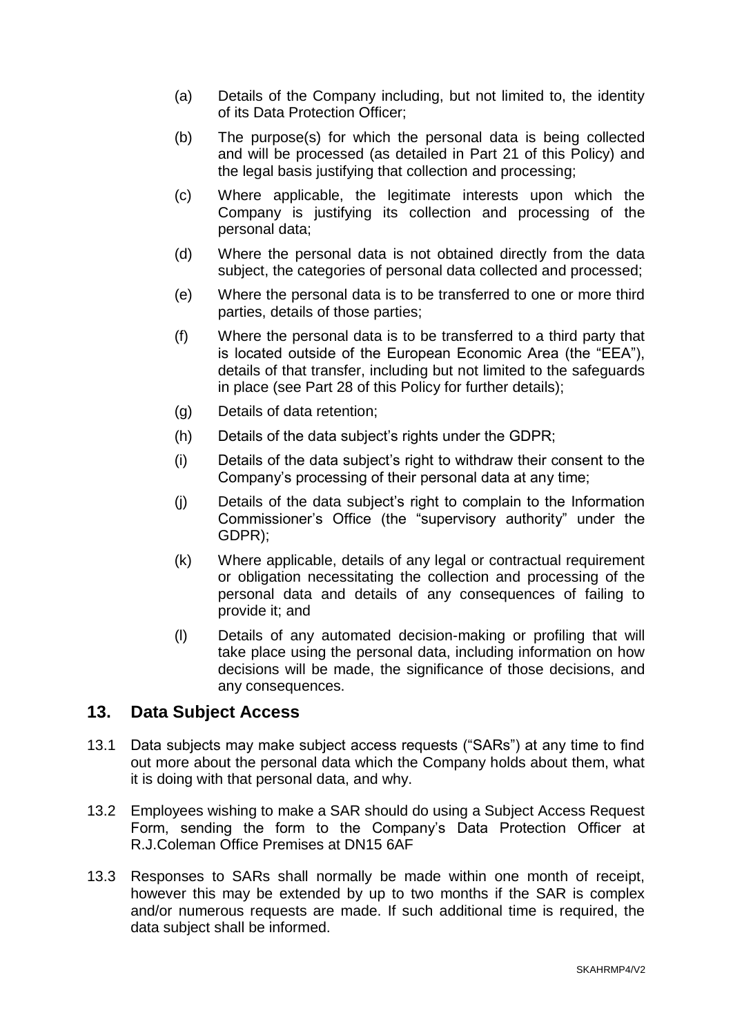(a) Details of the Company including, but not limited to, the identity of its Data Protection Officer;

(b) The purpose(s) for which the personal data is being collected and will be processed (as detailed in Part 21 of this Policy) and the legal basis justifying that collection and processing;

(c) Where applicable, the legitimate interests upon which the Company is justifying its collection and processing of the personal data;

(d) Where the personal data is not obtained directly from the data subject, the categories of personal data collected and processed;

(e) Where the personal data is to be transferred to one or more third parties, details of those parties;

(f) Where the personal data is to be transferred to a third party that is located outside of the European Economic Area (the "EEA"), details of that transfer, including but not limited to the safeguards in place (see Part 28 of this Policy for further details);

(g) Details of data retention;

(h) Details of the data subject's rights under the GDPR;

(i) Details of the data subject's right to withdraw their consent to the Company's processing of their personal data at any time;

(j) Details of the data subject's right to complain to the Information Commissioner's Office (the "supervisory authority" under the GDPR);

(k) Where applicable, details of any legal or contractual requirement or obligation necessitating the collection and processing of the personal data and details of any consequences of failing to provide it; and

(l) Details of any automated decision-making or profiling that will take place using the personal data, including information on how decisions will be made, the significance of those decisions, and any consequences.

## 13. Data Subject Access

13.1 Data subjects may make subject access requests ("SARs") at any time to find out more about the personal data which the Company holds about them, what it is doing with that personal data, and why.

13.2 Employees wishing to make a SAR should do using a Subject Access Request Form, sending the form to the Company's Data Protection Officer at R.J.Coleman Office Premises at DN15 6AF

13.3 Responses to SARs shall normally be made within one month of receipt, however this may be extended by up to two months if the SAR is complex and/or numerous requests are made. If such additional time is required, the data subject shall be informed.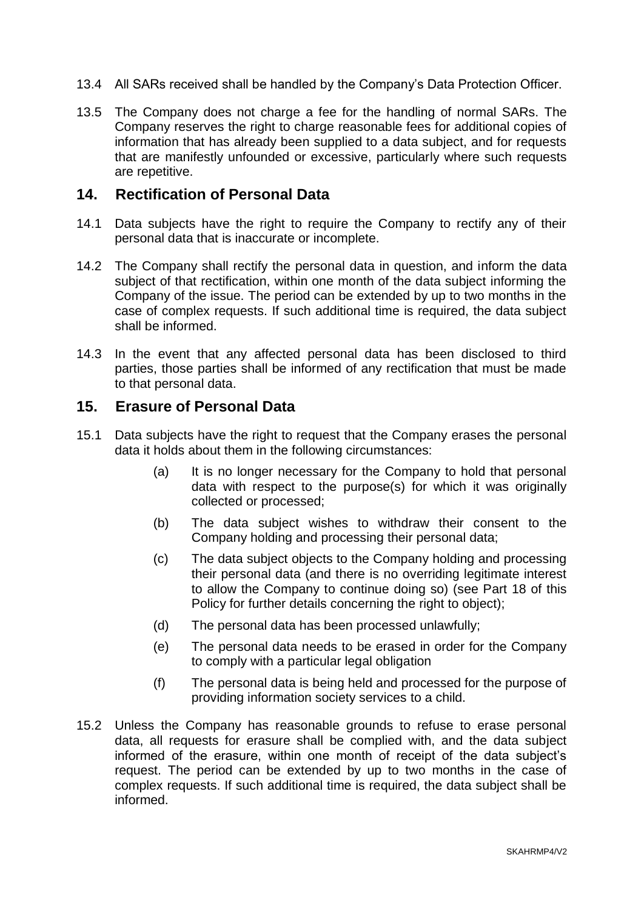13.4 All SARs received shall be handled by the Company's Data Protection Officer.

13.5 The Company does not charge a fee for the handling of normal SARs. The Company reserves the right to charge reasonable fees for additional copies of information that has already been supplied to a data subject, and for requests that are manifestly unfounded or excessive, particularly where such requests are repetitive.

## 14. Rectification of Personal Data

14.1 Data subjects have the right to require the Company to rectify any of their personal data that is inaccurate or incomplete.

14.2 The Company shall rectify the personal data in question, and inform the data subject of that rectification, within one month of the data subject informing the Company of the issue. The period can be extended by up to two months in the case of complex requests. If such additional time is required, the data subject shall be informed.

14.3 In the event that any affected personal data has been disclosed to third parties, those parties shall be informed of any rectification that must be made to that personal data.

## 15. Erasure of Personal Data

15.1 Data subjects have the right to request that the Company erases the personal data it holds about them in the following circumstances:

(a) It is no longer necessary for the Company to hold that personal data with respect to the purpose(s) for which it was originally collected or processed;

(b) The data subject wishes to withdraw their consent to the Company holding and processing their personal data;

(c) The data subject objects to the Company holding and processing their personal data (and there is no overriding legitimate interest to allow the Company to continue doing so) (see Part 18 of this Policy for further details concerning the right to object);

(d) The personal data has been processed unlawfully;

(e) The personal data needs to be erased in order for the Company to comply with a particular legal obligation

(f) The personal data is being held and processed for the purpose of providing information society services to a child.

15.2 Unless the Company has reasonable grounds to refuse to erase personal data, all requests for erasure shall be complied with, and the data subject informed of the erasure, within one month of receipt of the data subject's request. The period can be extended by up to two months in the case of complex requests. If such additional time is required, the data subject shall be informed.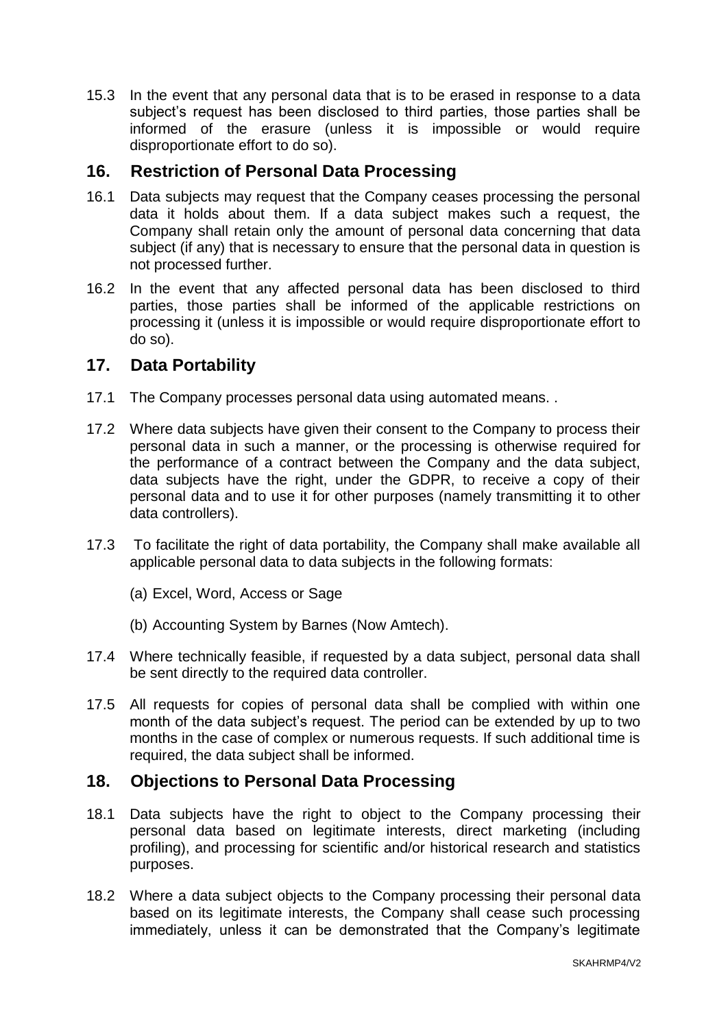15.3 In the event that any personal data that is to be erased in response to a data subject's request has been disclosed to third parties, those parties shall be informed of the erasure (unless it is impossible or would require disproportionate effort to do so).

## 16. Restriction of Personal Data Processing

16.1 Data subjects may request that the Company ceases processing the personal data it holds about them. If a data subject makes such a request, the Company shall retain only the amount of personal data concerning that data subject (if any) that is necessary to ensure that the personal data in question is not processed further.

16.2 In the event that any affected personal data has been disclosed to third parties, those parties shall be informed of the applicable restrictions on processing it (unless it is impossible or would require disproportionate effort to do so).

## 17. Data Portability

17.1 The Company processes personal data using automated means. .

17.2 Where data subjects have given their consent to the Company to process their personal data in such a manner, or the processing is otherwise required for the performance of a contract between the Company and the data subject, data subjects have the right, under the GDPR, to receive a copy of their personal data and to use it for other purposes (namely transmitting it to other data controllers).

17.3 To facilitate the right of data portability, the Company shall make available all applicable personal data to data subjects in the following formats:

(a) Excel, Word, Access or Sage

(b) Accounting System by Barnes (Now Amtech).

17.4 Where technically feasible, if requested by a data subject, personal data shall be sent directly to the required data controller.

17.5 All requests for copies of personal data shall be complied with within one month of the data subject's request. The period can be extended by up to two months in the case of complex or numerous requests. If such additional time is required, the data subject shall be informed.

## 18. Objections to Personal Data Processing

18.1 Data subjects have the right to object to the Company processing their personal data based on legitimate interests, direct marketing (including profiling), and processing for scientific and/or historical research and statistics purposes.

18.2 Where a data subject objects to the Company processing their personal data based on its legitimate interests, the Company shall cease such processing immediately, unless it can be demonstrated that the Company's legitimate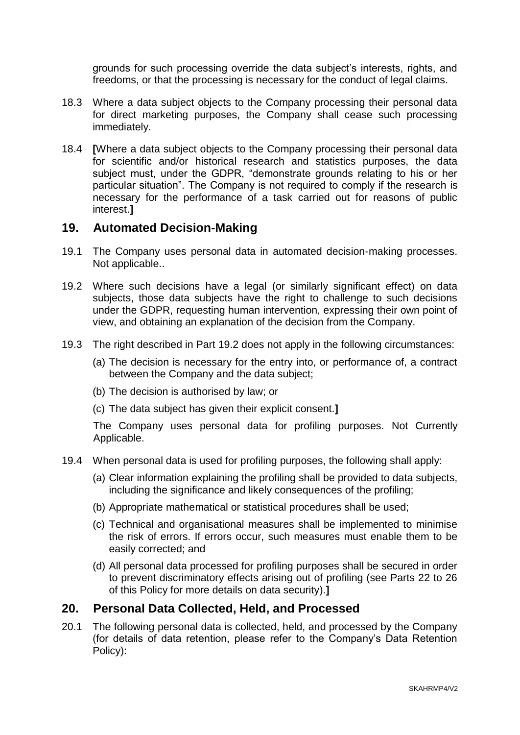grounds for such processing override the data subject's interests, rights, and freedoms, or that the processing is necessary for the conduct of legal claims.

18.3 Where a data subject objects to the Company processing their personal data for direct marketing purposes, the Company shall cease such processing immediately.

18.4 **[**Where a data subject objects to the Company processing their personal data for scientific and/or historical research and statistics purposes, the data subject must, under the GDPR, "demonstrate grounds relating to his or her particular situation". The Company is not required to comply if the research is necessary for the performance of a task carried out for reasons of public interest.**]**

## 19. Automated Decision-Making

19.1 The Company uses personal data in automated decision-making processes. Not applicable..

19.2 Where such decisions have a legal (or similarly significant effect) on data subjects, those data subjects have the right to challenge to such decisions under the GDPR, requesting human intervention, expressing their own point of view, and obtaining an explanation of the decision from the Company.

19.3 The right described in Part 19.2 does not apply in the following circumstances:

(a) The decision is necessary for the entry into, or performance of, a contract between the Company and the data subject;

(b) The decision is authorised by law; or

(c) The data subject has given their explicit consent.**]**

The Company uses personal data for profiling purposes. Not Currently Applicable.

19.4 When personal data is used for profiling purposes, the following shall apply:

(a) Clear information explaining the profiling shall be provided to data subjects, including the significance and likely consequences of the profiling;

(b) Appropriate mathematical or statistical procedures shall be used;

(c) Technical and organisational measures shall be implemented to minimise the risk of errors. If errors occur, such measures must enable them to be easily corrected; and

(d) All personal data processed for profiling purposes shall be secured in order to prevent discriminatory effects arising out of profiling (see Parts 22 to 26 of this Policy for more details on data security).**]**

## 20. Personal Data Collected, Held, and Processed

20.1 The following personal data is collected, held, and processed by the Company (for details of data retention, please refer to the Company's Data Retention Policy):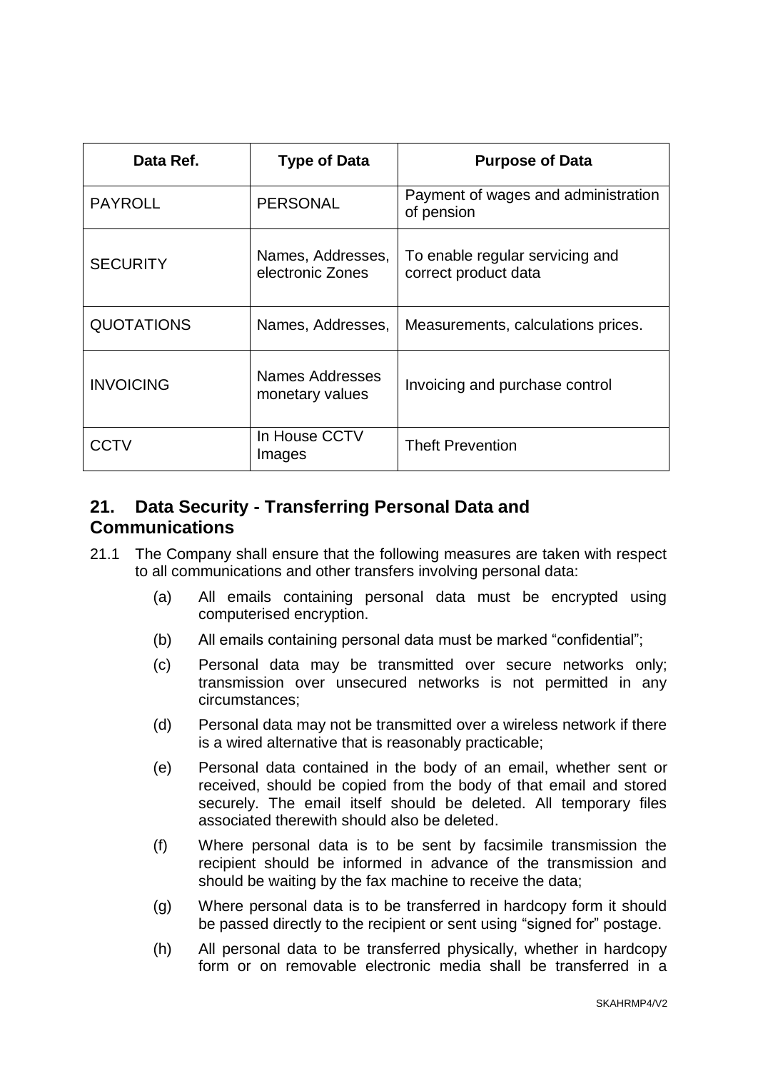| Data Ref. | Type of Data | Purpose of Data |
| --- | --- | --- |
| PAYROLL | PERSONAL | Payment of wages and administration of pension |
| SECURITY | Names, Addresses, electronic Zones | To enable regular servicing and correct product data |
| QUOTATIONS | Names, Addresses, | Measurements, calculations prices. |
| INVOICING | Names Addresses monetary values | Invoicing and purchase control |
| CCTV | In House CCTV Images | Theft Prevention |

## 21. Data Security - Transferring Personal Data and Communications

21.1 The Company shall ensure that the following measures are taken with respect to all communications and other transfers involving personal data:

(a) All emails containing personal data must be encrypted using computerised encryption.

(b) All emails containing personal data must be marked "confidential";

(c) Personal data may be transmitted over secure networks only; transmission over unsecured networks is not permitted in any circumstances;

(d) Personal data may not be transmitted over a wireless network if there is a wired alternative that is reasonably practicable;

(e) Personal data contained in the body of an email, whether sent or received, should be copied from the body of that email and stored securely. The email itself should be deleted. All temporary files associated therewith should also be deleted.

(f) Where personal data is to be sent by facsimile transmission the recipient should be informed in advance of the transmission and should be waiting by the fax machine to receive the data;

(g) Where personal data is to be transferred in hardcopy form it should be passed directly to the recipient or sent using "signed for" postage.

(h) All personal data to be transferred physically, whether in hardcopy form or on removable electronic media shall be transferred in a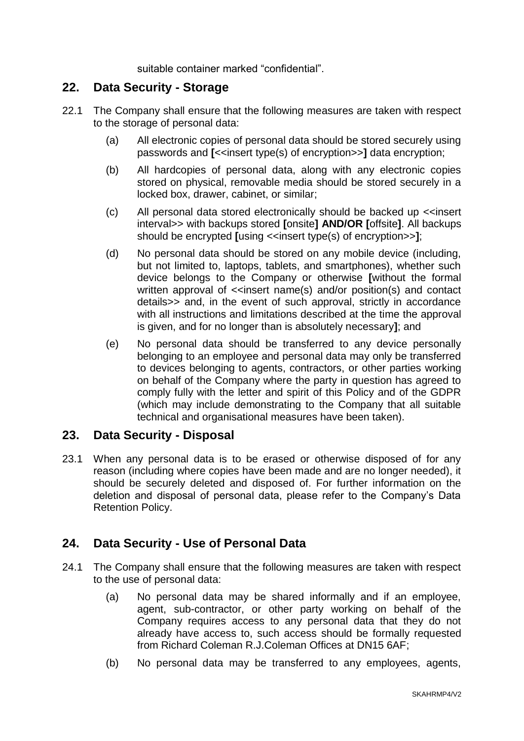suitable container marked "confidential".

## 22. Data Security - Storage

22.1 The Company shall ensure that the following measures are taken with respect to the storage of personal data:

(a) All electronic copies of personal data should be stored securely using passwords and **[**<<insert type(s) of encryption>>**]** data encryption;

(b) All hardcopies of personal data, along with any electronic copies stored on physical, removable media should be stored securely in a locked box, drawer, cabinet, or similar;

(c) All personal data stored electronically should be backed up <<insert interval>> with backups stored **[**onsite**]** **AND/OR** **[**offsite**]**. All backups should be encrypted **[**using <<insert type(s) of encryption>>**]**;

(d) No personal data should be stored on any mobile device (including, but not limited to, laptops, tablets, and smartphones), whether such device belongs to the Company or otherwise **[**without the formal written approval of <<insert name(s) and/or position(s) and contact details>> and, in the event of such approval, strictly in accordance with all instructions and limitations described at the time the approval is given, and for no longer than is absolutely necessary**]**; and

(e) No personal data should be transferred to any device personally belonging to an employee and personal data may only be transferred to devices belonging to agents, contractors, or other parties working on behalf of the Company where the party in question has agreed to comply fully with the letter and spirit of this Policy and of the GDPR (which may include demonstrating to the Company that all suitable technical and organisational measures have been taken).

## 23. Data Security - Disposal

23.1 When any personal data is to be erased or otherwise disposed of for any reason (including where copies have been made and are no longer needed), it should be securely deleted and disposed of. For further information on the deletion and disposal of personal data, please refer to the Company's Data Retention Policy.

## 24. Data Security - Use of Personal Data

24.1 The Company shall ensure that the following measures are taken with respect to the use of personal data:

(a) No personal data may be shared informally and if an employee, agent, sub-contractor, or other party working on behalf of the Company requires access to any personal data that they do not already have access to, such access should be formally requested from Richard Coleman R.J.Coleman Offices at DN15 6AF;

(b) No personal data may be transferred to any employees, agents,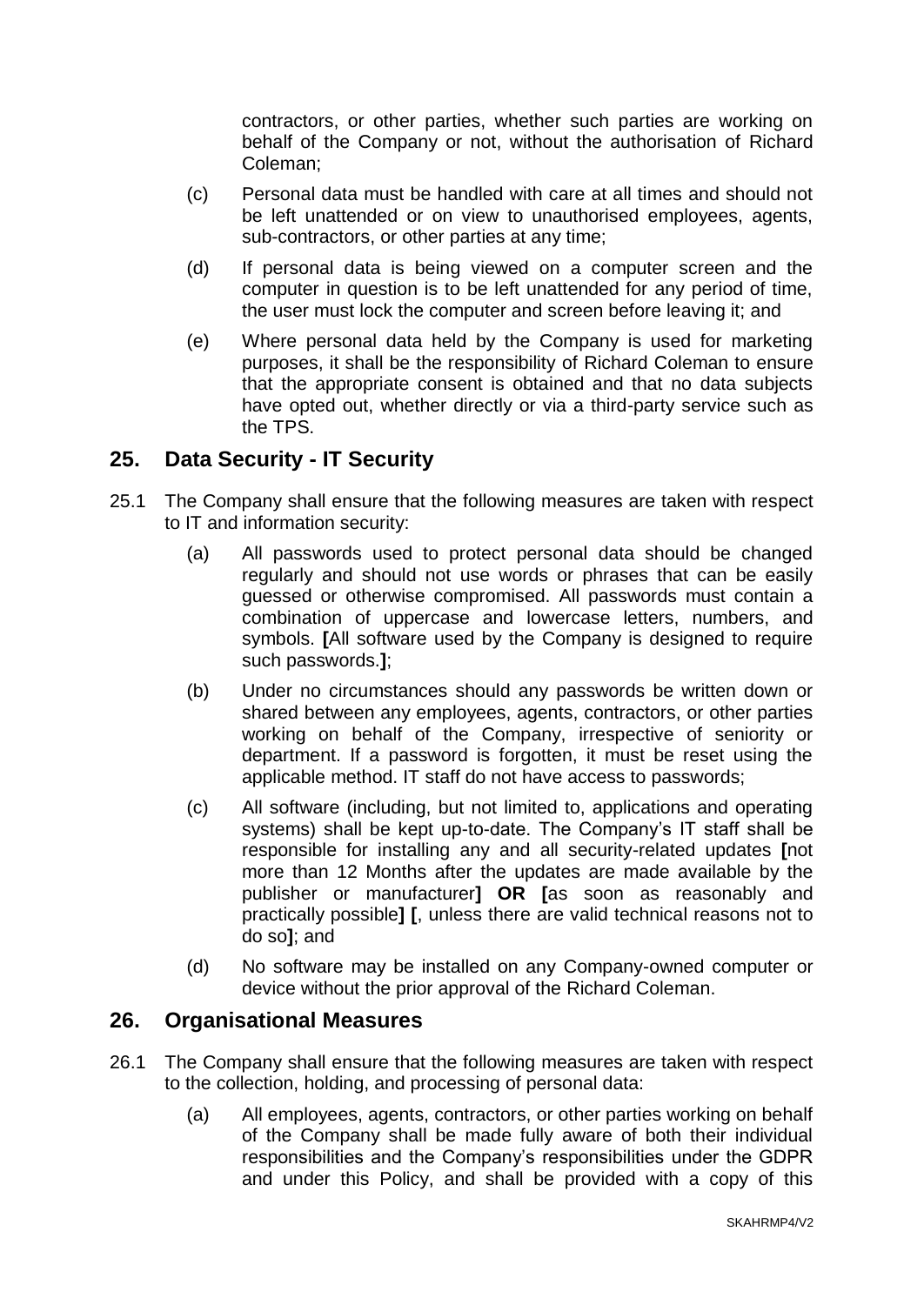contractors, or other parties, whether such parties are working on behalf of the Company or not, without the authorisation of Richard Coleman;

(c) Personal data must be handled with care at all times and should not be left unattended or on view to unauthorised employees, agents, sub-contractors, or other parties at any time;

(d) If personal data is being viewed on a computer screen and the computer in question is to be left unattended for any period of time, the user must lock the computer and screen before leaving it; and

(e) Where personal data held by the Company is used for marketing purposes, it shall be the responsibility of Richard Coleman to ensure that the appropriate consent is obtained and that no data subjects have opted out, whether directly or via a third-party service such as the TPS.

## 25. Data Security - IT Security

25.1 The Company shall ensure that the following measures are taken with respect to IT and information security:

(a) All passwords used to protect personal data should be changed regularly and should not use words or phrases that can be easily guessed or otherwise compromised. All passwords must contain a combination of uppercase and lowercase letters, numbers, and symbols. **[**All software used by the Company is designed to require such passwords.**]**;

(b) Under no circumstances should any passwords be written down or shared between any employees, agents, contractors, or other parties working on behalf of the Company, irrespective of seniority or department. If a password is forgotten, it must be reset using the applicable method. IT staff do not have access to passwords;

(c) All software (including, but not limited to, applications and operating systems) shall be kept up-to-date. The Company's IT staff shall be responsible for installing any and all security-related updates **[**not more than 12 Months after the updates are made available by the publisher or manufacturer**] OR [**as soon as reasonably and practically possible**] [**, unless there are valid technical reasons not to do so**]**; and

(d) No software may be installed on any Company-owned computer or device without the prior approval of the Richard Coleman.

## 26. Organisational Measures

26.1 The Company shall ensure that the following measures are taken with respect to the collection, holding, and processing of personal data:

(a) All employees, agents, contractors, or other parties working on behalf of the Company shall be made fully aware of both their individual responsibilities and the Company's responsibilities under the GDPR and under this Policy, and shall be provided with a copy of this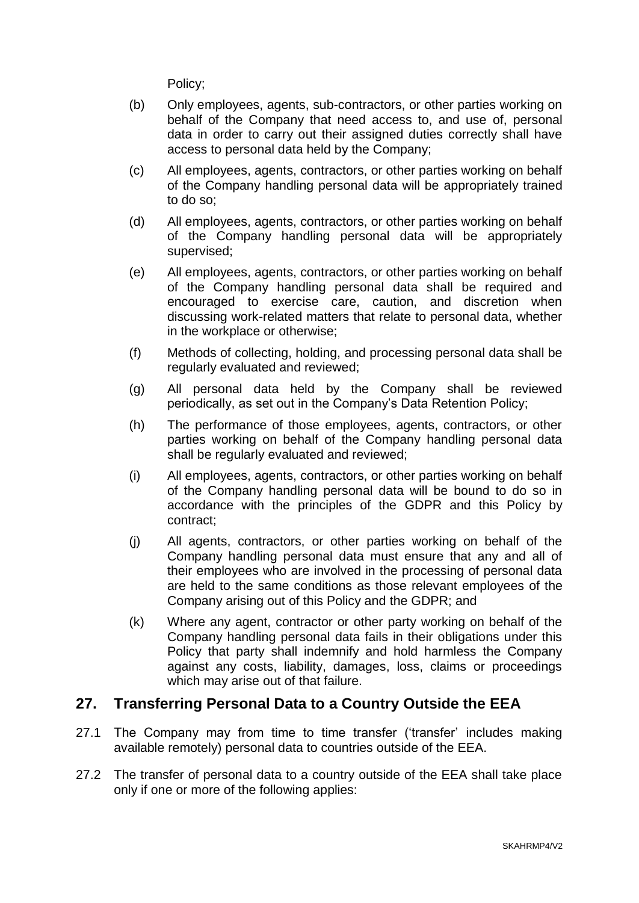Policy;

(b) Only employees, agents, sub-contractors, or other parties working on behalf of the Company that need access to, and use of, personal data in order to carry out their assigned duties correctly shall have access to personal data held by the Company;

(c) All employees, agents, contractors, or other parties working on behalf of the Company handling personal data will be appropriately trained to do so;

(d) All employees, agents, contractors, or other parties working on behalf of the Company handling personal data will be appropriately supervised;

(e) All employees, agents, contractors, or other parties working on behalf of the Company handling personal data shall be required and encouraged to exercise care, caution, and discretion when discussing work-related matters that relate to personal data, whether in the workplace or otherwise;

(f) Methods of collecting, holding, and processing personal data shall be regularly evaluated and reviewed;

(g) All personal data held by the Company shall be reviewed periodically, as set out in the Company's Data Retention Policy;

(h) The performance of those employees, agents, contractors, or other parties working on behalf of the Company handling personal data shall be regularly evaluated and reviewed;

(i) All employees, agents, contractors, or other parties working on behalf of the Company handling personal data will be bound to do so in accordance with the principles of the GDPR and this Policy by contract;

(j) All agents, contractors, or other parties working on behalf of the Company handling personal data must ensure that any and all of their employees who are involved in the processing of personal data are held to the same conditions as those relevant employees of the Company arising out of this Policy and the GDPR; and

(k) Where any agent, contractor or other party working on behalf of the Company handling personal data fails in their obligations under this Policy that party shall indemnify and hold harmless the Company against any costs, liability, damages, loss, claims or proceedings which may arise out of that failure.

## 27. Transferring Personal Data to a Country Outside the EEA

27.1 The Company may from time to time transfer ('transfer' includes making available remotely) personal data to countries outside of the EEA.

27.2 The transfer of personal data to a country outside of the EEA shall take place only if one or more of the following applies: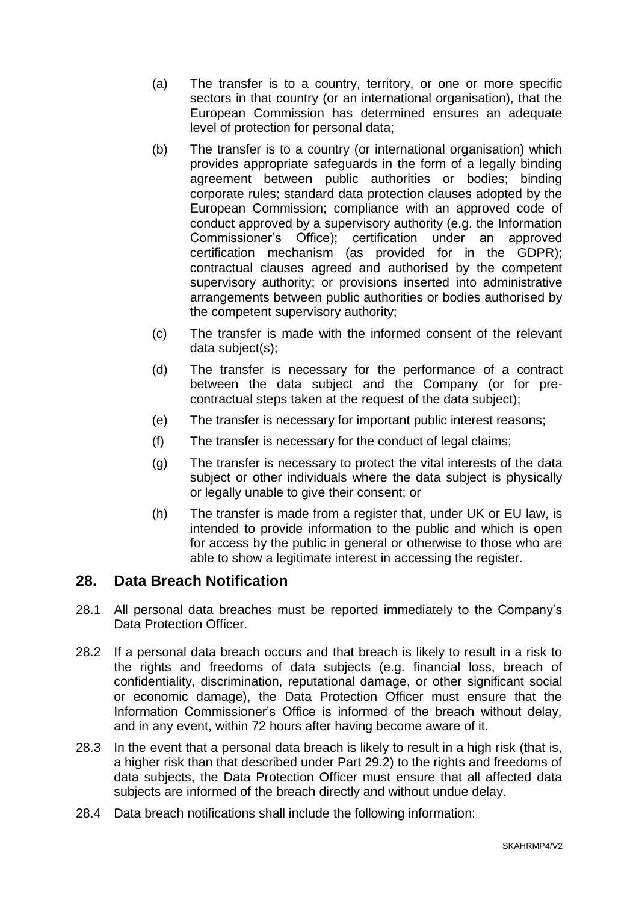(a) The transfer is to a country, territory, or one or more specific sectors in that country (or an international organisation), that the European Commission has determined ensures an adequate level of protection for personal data;

(b) The transfer is to a country (or international organisation) which provides appropriate safeguards in the form of a legally binding agreement between public authorities or bodies; binding corporate rules; standard data protection clauses adopted by the European Commission; compliance with an approved code of conduct approved by a supervisory authority (e.g. the Information Commissioner's Office); certification under an approved certification mechanism (as provided for in the GDPR); contractual clauses agreed and authorised by the competent supervisory authority; or provisions inserted into administrative arrangements between public authorities or bodies authorised by the competent supervisory authority;

(c) The transfer is made with the informed consent of the relevant data subject(s);

(d) The transfer is necessary for the performance of a contract between the data subject and the Company (or for pre-contractual steps taken at the request of the data subject);

(e) The transfer is necessary for important public interest reasons;

(f) The transfer is necessary for the conduct of legal claims;

(g) The transfer is necessary to protect the vital interests of the data subject or other individuals where the data subject is physically or legally unable to give their consent; or

(h) The transfer is made from a register that, under UK or EU law, is intended to provide information to the public and which is open for access by the public in general or otherwise to those who are able to show a legitimate interest in accessing the register.

## 28. Data Breach Notification

28.1 All personal data breaches must be reported immediately to the Company's Data Protection Officer.

28.2 If a personal data breach occurs and that breach is likely to result in a risk to the rights and freedoms of data subjects (e.g. financial loss, breach of confidentiality, discrimination, reputational damage, or other significant social or economic damage), the Data Protection Officer must ensure that the Information Commissioner's Office is informed of the breach without delay, and in any event, within 72 hours after having become aware of it.

28.3 In the event that a personal data breach is likely to result in a high risk (that is, a higher risk than that described under Part 29.2) to the rights and freedoms of data subjects, the Data Protection Officer must ensure that all affected data subjects are informed of the breach directly and without undue delay.

28.4 Data breach notifications shall include the following information: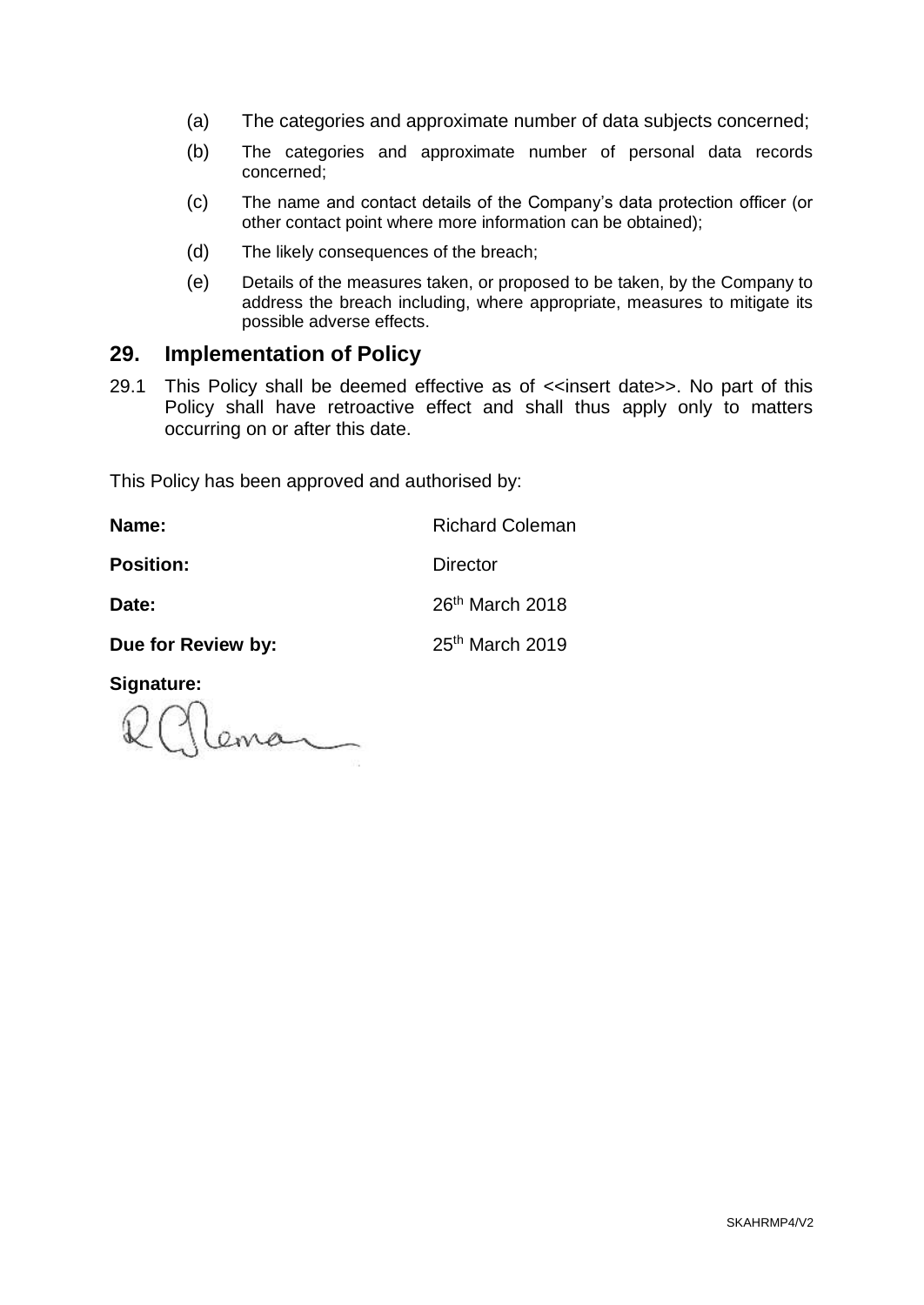(a) The categories and approximate number of data subjects concerned;

(b) The categories and approximate number of personal data records concerned;

(c) The name and contact details of the Company's data protection officer (or other contact point where more information can be obtained);

(d) The likely consequences of the breach;

(e) Details of the measures taken, or proposed to be taken, by the Company to address the breach including, where appropriate, measures to mitigate its possible adverse effects.

## 29. Implementation of Policy

29.1 This Policy shall be deemed effective as of <<insert date>>. No part of this Policy shall have retroactive effect and shall thus apply only to matters occurring on or after this date.

This Policy has been approved and authorised by:

| | |
|---|---|
| **Name:** | Richard Coleman |
| **Position:** | Director |
| **Date:** | 26th March 2018 |
| **Due for Review by:** | 25th March 2019 |

**Signature:**

SKAHRMP4/V2